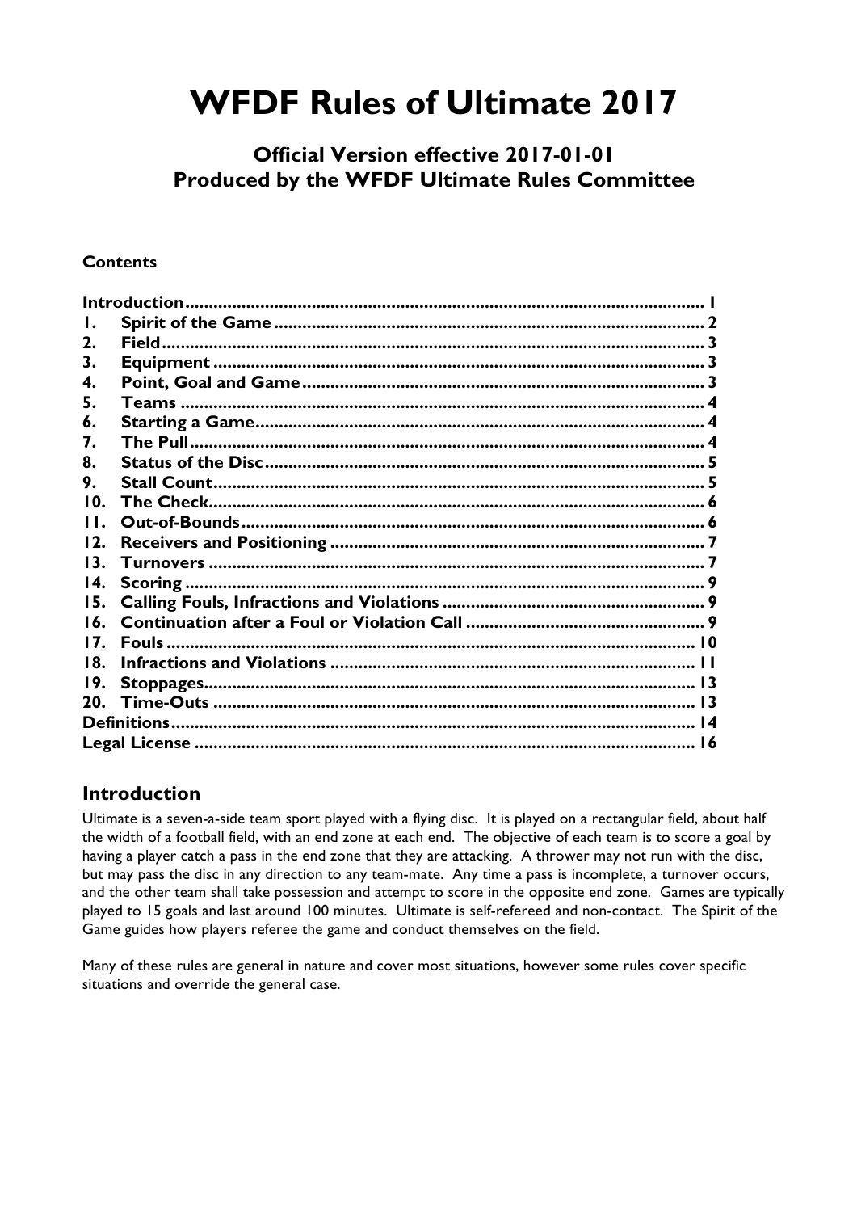# WFDF Rules of Ultimate 2017

### Official Version effective 2017-01-01
### Produced by the WFDF Ultimate Rules Committee

**Contents**

| | | |
|---|---|---|
| **Introduction** | | **1** |
| **1.** | **Spirit of the Game** | **2** |
| **2.** | **Field** | **3** |
| **3.** | **Equipment** | **3** |
| **4.** | **Point, Goal and Game** | **3** |
| **5.** | **Teams** | **4** |
| **6.** | **Starting a Game** | **4** |
| **7.** | **The Pull** | **4** |
| **8.** | **Status of the Disc** | **5** |
| **9.** | **Stall Count** | **5** |
| **10.** | **The Check** | **6** |
| **11.** | **Out-of-Bounds** | **6** |
| **12.** | **Receivers and Positioning** | **7** |
| **13.** | **Turnovers** | **7** |
| **14.** | **Scoring** | **9** |
| **15.** | **Calling Fouls, Infractions and Violations** | **9** |
| **16.** | **Continuation after a Foul or Violation Call** | **9** |
| **17.** | **Fouls** | **10** |
| **18.** | **Infractions and Violations** | **11** |
| **19.** | **Stoppages** | **13** |
| **20.** | **Time-Outs** | **13** |
| **Definitions** | | **14** |
| **Legal License** | | **16** |

## Introduction

Ultimate is a seven-a-side team sport played with a flying disc. It is played on a rectangular field, about half the width of a football field, with an end zone at each end. The objective of each team is to score a goal by having a player catch a pass in the end zone that they are attacking. A thrower may not run with the disc, but may pass the disc in any direction to any team-mate. Any time a pass is incomplete, a turnover occurs, and the other team shall take possession and attempt to score in the opposite end zone. Games are typically played to 15 goals and last around 100 minutes. Ultimate is self-refereed and non-contact. The Spirit of the Game guides how players referee the game and conduct themselves on the field.

Many of these rules are general in nature and cover most situations, however some rules cover specific situations and override the general case.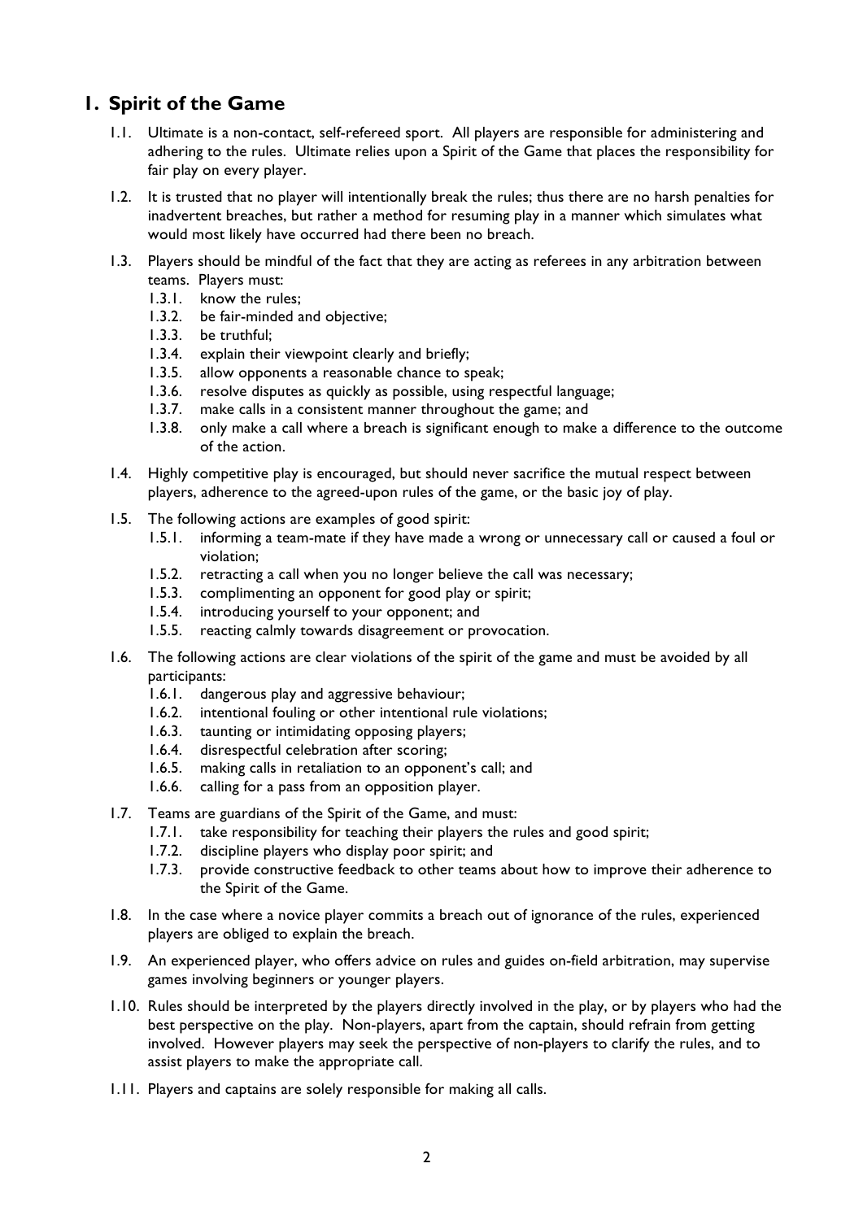## 1. Spirit of the Game

1.1. Ultimate is a non-contact, self-refereed sport. All players are responsible for administering and adhering to the rules. Ultimate relies upon a Spirit of the Game that places the responsibility for fair play on every player.

1.2. It is trusted that no player will intentionally break the rules; thus there are no harsh penalties for inadvertent breaches, but rather a method for resuming play in a manner which simulates what would most likely have occurred had there been no breach.

1.3. Players should be mindful of the fact that they are acting as referees in any arbitration between teams. Players must:

- 1.3.1. know the rules;
- 1.3.2. be fair-minded and objective;
- 1.3.3. be truthful;
- 1.3.4. explain their viewpoint clearly and briefly;
- 1.3.5. allow opponents a reasonable chance to speak;
- 1.3.6. resolve disputes as quickly as possible, using respectful language;
- 1.3.7. make calls in a consistent manner throughout the game; and
- 1.3.8. only make a call where a breach is significant enough to make a difference to the outcome of the action.

1.4. Highly competitive play is encouraged, but should never sacrifice the mutual respect between players, adherence to the agreed-upon rules of the game, or the basic joy of play.

1.5. The following actions are examples of good spirit:

- 1.5.1. informing a team-mate if they have made a wrong or unnecessary call or caused a foul or violation;
- 1.5.2. retracting a call when you no longer believe the call was necessary;
- 1.5.3. complimenting an opponent for good play or spirit;
- 1.5.4. introducing yourself to your opponent; and
- 1.5.5. reacting calmly towards disagreement or provocation.

1.6. The following actions are clear violations of the spirit of the game and must be avoided by all participants:

- 1.6.1. dangerous play and aggressive behaviour;
- 1.6.2. intentional fouling or other intentional rule violations;
- 1.6.3. taunting or intimidating opposing players;
- 1.6.4. disrespectful celebration after scoring;
- 1.6.5. making calls in retaliation to an opponent's call; and
- 1.6.6. calling for a pass from an opposition player.

1.7. Teams are guardians of the Spirit of the Game, and must:

- 1.7.1. take responsibility for teaching their players the rules and good spirit;
- 1.7.2. discipline players who display poor spirit; and
- 1.7.3. provide constructive feedback to other teams about how to improve their adherence to the Spirit of the Game.

1.8. In the case where a novice player commits a breach out of ignorance of the rules, experienced players are obliged to explain the breach.

1.9. An experienced player, who offers advice on rules and guides on-field arbitration, may supervise games involving beginners or younger players.

1.10. Rules should be interpreted by the players directly involved in the play, or by players who had the best perspective on the play. Non-players, apart from the captain, should refrain from getting involved. However players may seek the perspective of non-players to clarify the rules, and to assist players to make the appropriate call.

1.11. Players and captains are solely responsible for making all calls.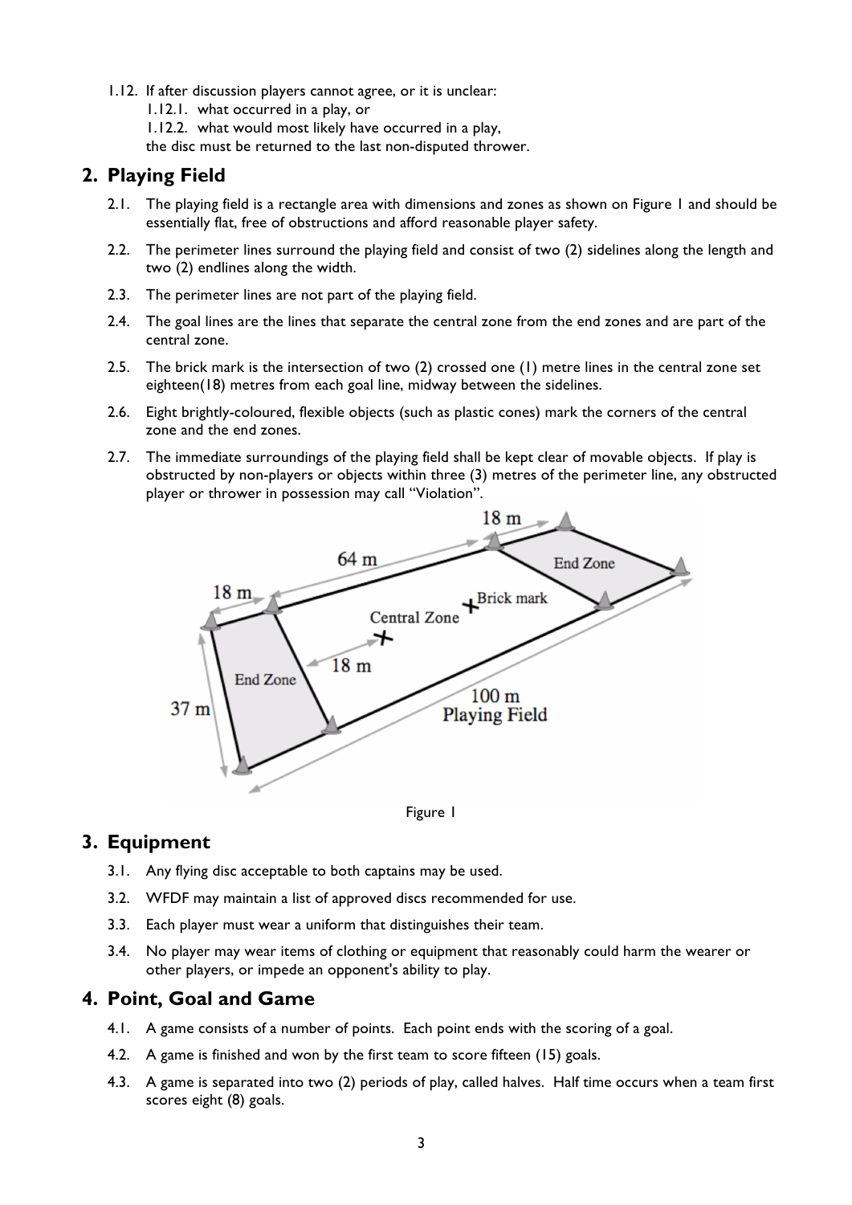1.12. If after discussion players cannot agree, or it is unclear:
   1.12.1. what occurred in a play, or
   1.12.2. what would most likely have occurred in a play,
   the disc must be returned to the last non-disputed thrower.

## 2. Playing Field

2.1. The playing field is a rectangle area with dimensions and zones as shown on Figure 1 and should be essentially flat, free of obstructions and afford reasonable player safety.

2.2. The perimeter lines surround the playing field and consist of two (2) sidelines along the length and two (2) endlines along the width.

2.3. The perimeter lines are not part of the playing field.

2.4. The goal lines are the lines that separate the central zone from the end zones and are part of the central zone.

2.5. The brick mark is the intersection of two (2) crossed one (1) metre lines in the central zone set eighteen(18) metres from each goal line, midway between the sidelines.

2.6. Eight brightly-coloured, flexible objects (such as plastic cones) mark the corners of the central zone and the end zones.

2.7. The immediate surroundings of the playing field shall be kept clear of movable objects. If play is obstructed by non-players or objects within three (3) metres of the perimeter line, any obstructed player or thrower in possession may call "Violation".

Figure 1

## 3. Equipment

3.1. Any flying disc acceptable to both captains may be used.

3.2. WFDF may maintain a list of approved discs recommended for use.

3.3. Each player must wear a uniform that distinguishes their team.

3.4. No player may wear items of clothing or equipment that reasonably could harm the wearer or other players, or impede an opponent's ability to play.

## 4. Point, Goal and Game

4.1. A game consists of a number of points. Each point ends with the scoring of a goal.

4.2. A game is finished and won by the first team to score fifteen (15) goals.

4.3. A game is separated into two (2) periods of play, called halves. Half time occurs when a team first scores eight (8) goals.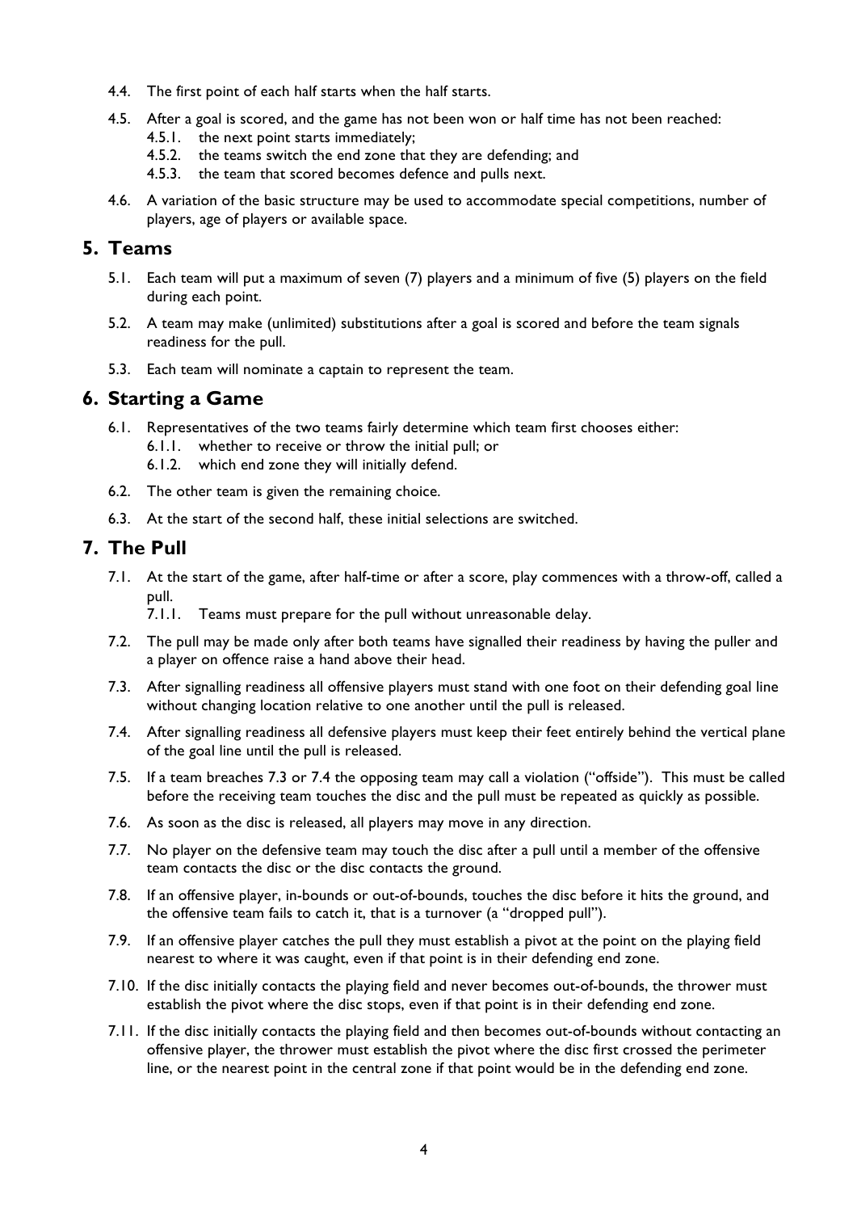4.4. The first point of each half starts when the half starts.

4.5. After a goal is scored, and the game has not been won or half time has not been reached:
   4.5.1. the next point starts immediately;
   4.5.2. the teams switch the end zone that they are defending; and
   4.5.3. the team that scored becomes defence and pulls next.

4.6. A variation of the basic structure may be used to accommodate special competitions, number of players, age of players or available space.

## 5. Teams

5.1. Each team will put a maximum of seven (7) players and a minimum of five (5) players on the field during each point.

5.2. A team may make (unlimited) substitutions after a goal is scored and before the team signals readiness for the pull.

5.3. Each team will nominate a captain to represent the team.

## 6. Starting a Game

6.1. Representatives of the two teams fairly determine which team first chooses either:
   6.1.1. whether to receive or throw the initial pull; or
   6.1.2. which end zone they will initially defend.

6.2. The other team is given the remaining choice.

6.3. At the start of the second half, these initial selections are switched.

## 7. The Pull

7.1. At the start of the game, after half-time or after a score, play commences with a throw-off, called a pull.
   7.1.1. Teams must prepare for the pull without unreasonable delay.

7.2. The pull may be made only after both teams have signalled their readiness by having the puller and a player on offence raise a hand above their head.

7.3. After signalling readiness all offensive players must stand with one foot on their defending goal line without changing location relative to one another until the pull is released.

7.4. After signalling readiness all defensive players must keep their feet entirely behind the vertical plane of the goal line until the pull is released.

7.5. If a team breaches 7.3 or 7.4 the opposing team may call a violation ("offside"). This must be called before the receiving team touches the disc and the pull must be repeated as quickly as possible.

7.6. As soon as the disc is released, all players may move in any direction.

7.7. No player on the defensive team may touch the disc after a pull until a member of the offensive team contacts the disc or the disc contacts the ground.

7.8. If an offensive player, in-bounds or out-of-bounds, touches the disc before it hits the ground, and the offensive team fails to catch it, that is a turnover (a "dropped pull").

7.9. If an offensive player catches the pull they must establish a pivot at the point on the playing field nearest to where it was caught, even if that point is in their defending end zone.

7.10. If the disc initially contacts the playing field and never becomes out-of-bounds, the thrower must establish the pivot where the disc stops, even if that point is in their defending end zone.

7.11. If the disc initially contacts the playing field and then becomes out-of-bounds without contacting an offensive player, the thrower must establish the pivot where the disc first crossed the perimeter line, or the nearest point in the central zone if that point would be in the defending end zone.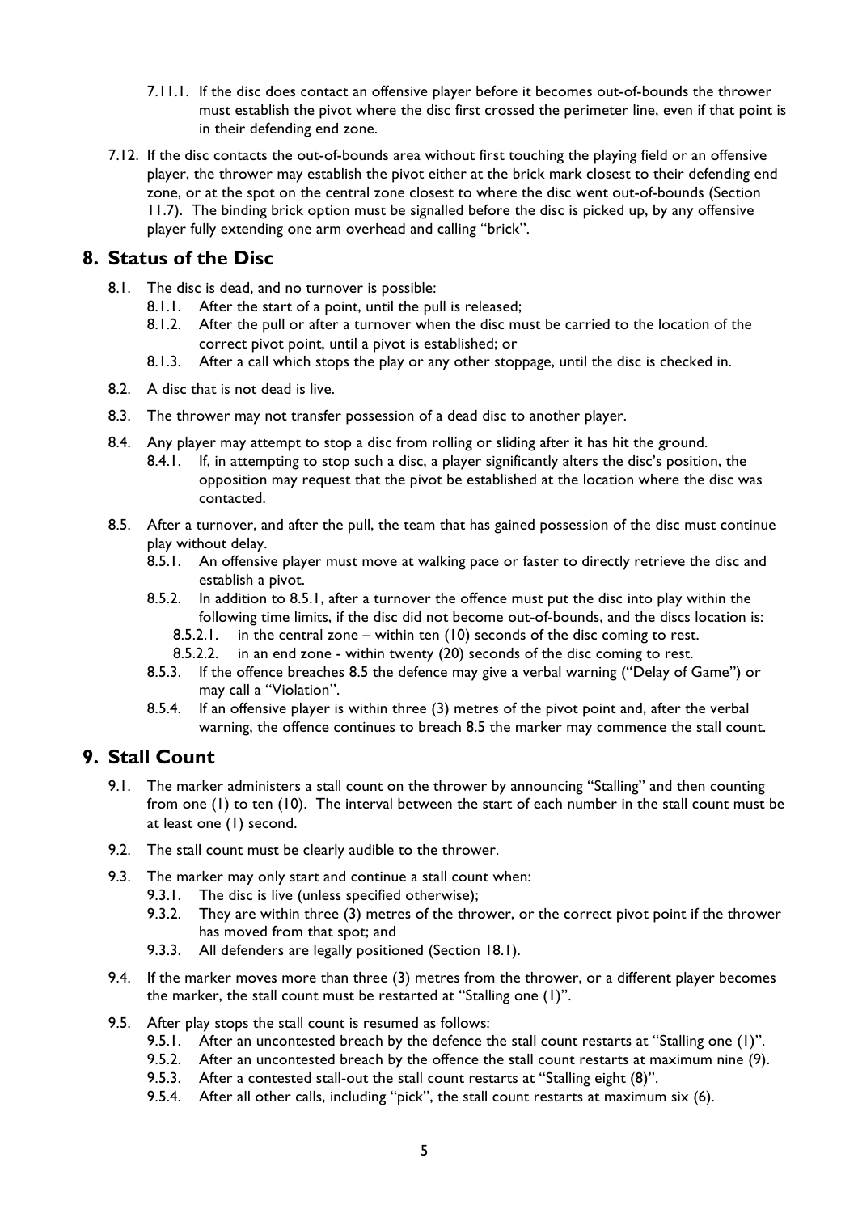7.11.1. If the disc does contact an offensive player before it becomes out-of-bounds the thrower must establish the pivot where the disc first crossed the perimeter line, even if that point is in their defending end zone.

7.12. If the disc contacts the out-of-bounds area without first touching the playing field or an offensive player, the thrower may establish the pivot either at the brick mark closest to their defending end zone, or at the spot on the central zone closest to where the disc went out-of-bounds (Section 11.7). The binding brick option must be signalled before the disc is picked up, by any offensive player fully extending one arm overhead and calling "brick".

## 8. Status of the Disc

8.1. The disc is dead, and no turnover is possible:
  - 8.1.1. After the start of a point, until the pull is released;
  - 8.1.2. After the pull or after a turnover when the disc must be carried to the location of the correct pivot point, until a pivot is established; or
  - 8.1.3. After a call which stops the play or any other stoppage, until the disc is checked in.

8.2. A disc that is not dead is live.

8.3. The thrower may not transfer possession of a dead disc to another player.

8.4. Any player may attempt to stop a disc from rolling or sliding after it has hit the ground.
  - 8.4.1. If, in attempting to stop such a disc, a player significantly alters the disc's position, the opposition may request that the pivot be established at the location where the disc was contacted.

8.5. After a turnover, and after the pull, the team that has gained possession of the disc must continue play without delay.
  - 8.5.1. An offensive player must move at walking pace or faster to directly retrieve the disc and establish a pivot.
  - 8.5.2. In addition to 8.5.1, after a turnover the offence must put the disc into play within the following time limits, if the disc did not become out-of-bounds, and the discs location is:
    - 8.5.2.1. in the central zone – within ten (10) seconds of the disc coming to rest.
    - 8.5.2.2. in an end zone - within twenty (20) seconds of the disc coming to rest.
  - 8.5.3. If the offence breaches 8.5 the defence may give a verbal warning ("Delay of Game") or may call a "Violation".
  - 8.5.4. If an offensive player is within three (3) metres of the pivot point and, after the verbal warning, the offence continues to breach 8.5 the marker may commence the stall count.

## 9. Stall Count

9.1. The marker administers a stall count on the thrower by announcing "Stalling" and then counting from one (1) to ten (10). The interval between the start of each number in the stall count must be at least one (1) second.

9.2. The stall count must be clearly audible to the thrower.

9.3. The marker may only start and continue a stall count when:
  - 9.3.1. The disc is live (unless specified otherwise);
  - 9.3.2. They are within three (3) metres of the thrower, or the correct pivot point if the thrower has moved from that spot; and
  - 9.3.3. All defenders are legally positioned (Section 18.1).

9.4. If the marker moves more than three (3) metres from the thrower, or a different player becomes the marker, the stall count must be restarted at "Stalling one (1)".

9.5. After play stops the stall count is resumed as follows:
  - 9.5.1. After an uncontested breach by the defence the stall count restarts at "Stalling one (1)".
  - 9.5.2. After an uncontested breach by the offence the stall count restarts at maximum nine (9).
  - 9.5.3. After a contested stall-out the stall count restarts at "Stalling eight (8)".
  - 9.5.4. After all other calls, including "pick", the stall count restarts at maximum six (6).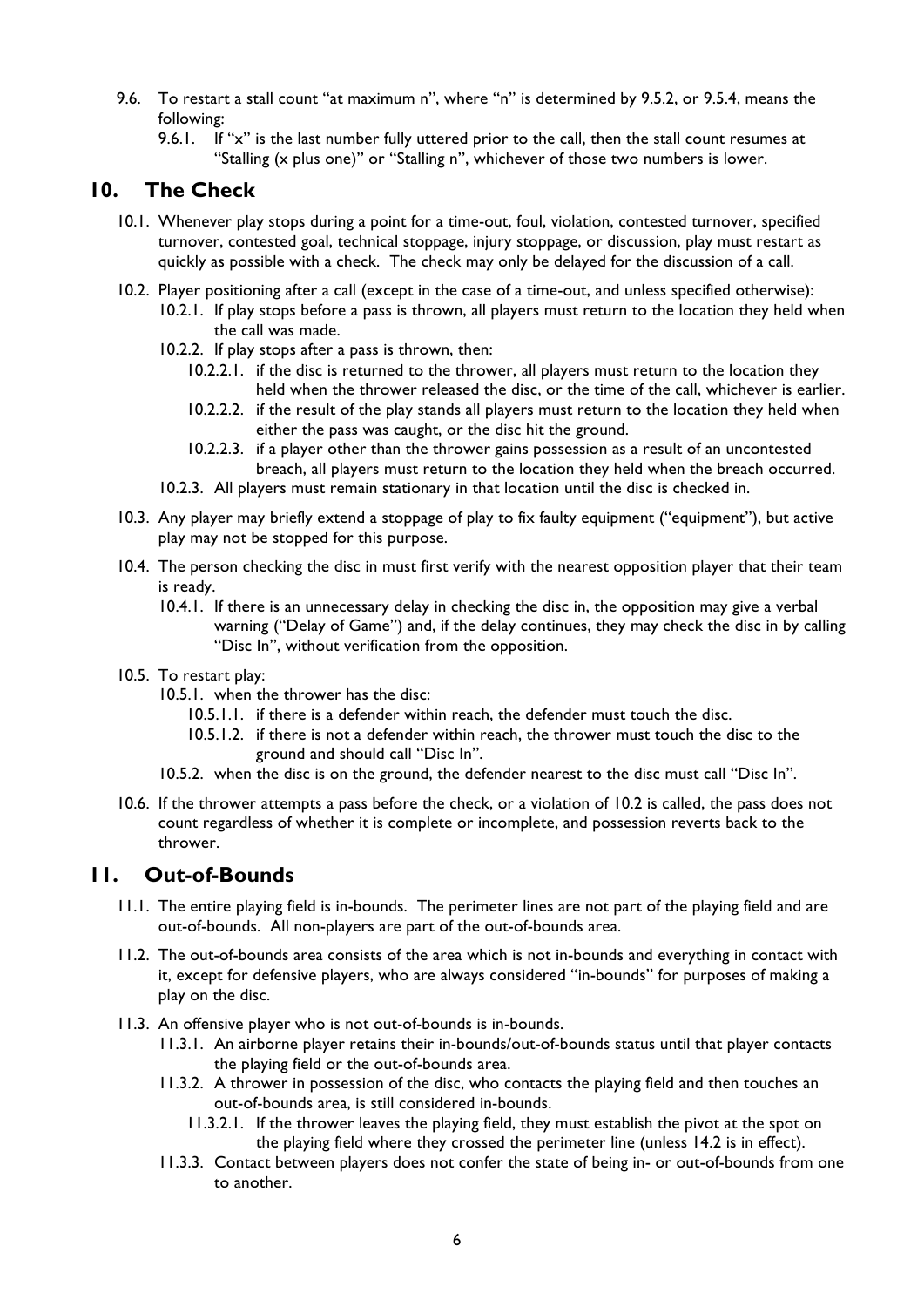- 9.6. To restart a stall count "at maximum n", where "n" is determined by 9.5.2, or 9.5.4, means the following:
  - 9.6.1. If "x" is the last number fully uttered prior to the call, then the stall count resumes at "Stalling (x plus one)" or "Stalling n", whichever of those two numbers is lower.

## 10. The Check

- 10.1. Whenever play stops during a point for a time-out, foul, violation, contested turnover, specified turnover, contested goal, technical stoppage, injury stoppage, or discussion, play must restart as quickly as possible with a check. The check may only be delayed for the discussion of a call.
- 10.2. Player positioning after a call (except in the case of a time-out, and unless specified otherwise):
  - 10.2.1. If play stops before a pass is thrown, all players must return to the location they held when the call was made.
  - 10.2.2. If play stops after a pass is thrown, then:
    - 10.2.2.1. if the disc is returned to the thrower, all players must return to the location they held when the thrower released the disc, or the time of the call, whichever is earlier.
    - 10.2.2.2. if the result of the play stands all players must return to the location they held when either the pass was caught, or the disc hit the ground.
    - 10.2.2.3. if a player other than the thrower gains possession as a result of an uncontested breach, all players must return to the location they held when the breach occurred.
  - 10.2.3. All players must remain stationary in that location until the disc is checked in.
- 10.3. Any player may briefly extend a stoppage of play to fix faulty equipment ("equipment"), but active play may not be stopped for this purpose.
- 10.4. The person checking the disc in must first verify with the nearest opposition player that their team is ready.
  - 10.4.1. If there is an unnecessary delay in checking the disc in, the opposition may give a verbal warning ("Delay of Game") and, if the delay continues, they may check the disc in by calling "Disc In", without verification from the opposition.
- 10.5. To restart play:
  - 10.5.1. when the thrower has the disc:
    - 10.5.1.1. if there is a defender within reach, the defender must touch the disc.
    - 10.5.1.2. if there is not a defender within reach, the thrower must touch the disc to the ground and should call "Disc In".
  - 10.5.2. when the disc is on the ground, the defender nearest to the disc must call "Disc In".
- 10.6. If the thrower attempts a pass before the check, or a violation of 10.2 is called, the pass does not count regardless of whether it is complete or incomplete, and possession reverts back to the thrower.

## 11. Out-of-Bounds

- 11.1. The entire playing field is in-bounds. The perimeter lines are not part of the playing field and are out-of-bounds. All non-players are part of the out-of-bounds area.
- 11.2. The out-of-bounds area consists of the area which is not in-bounds and everything in contact with it, except for defensive players, who are always considered "in-bounds" for purposes of making a play on the disc.
- 11.3. An offensive player who is not out-of-bounds is in-bounds.
  - 11.3.1. An airborne player retains their in-bounds/out-of-bounds status until that player contacts the playing field or the out-of-bounds area.
  - 11.3.2. A thrower in possession of the disc, who contacts the playing field and then touches an out-of-bounds area, is still considered in-bounds.
    - 11.3.2.1. If the thrower leaves the playing field, they must establish the pivot at the spot on the playing field where they crossed the perimeter line (unless 14.2 is in effect).
  - 11.3.3. Contact between players does not confer the state of being in- or out-of-bounds from one to another.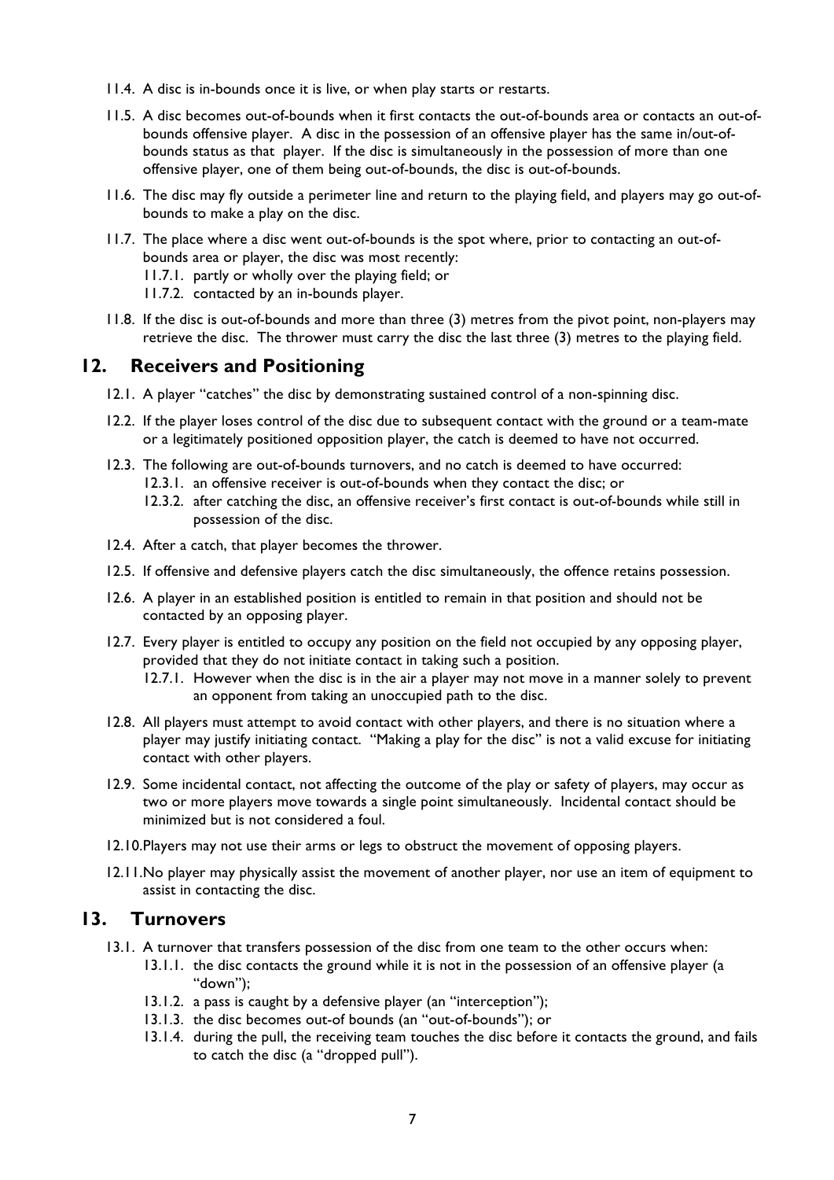11.4. A disc is in-bounds once it is live, or when play starts or restarts.

11.5. A disc becomes out-of-bounds when it first contacts the out-of-bounds area or contacts an out-of-bounds offensive player. A disc in the possession of an offensive player has the same in/out-of-bounds status as that player. If the disc is simultaneously in the possession of more than one offensive player, one of them being out-of-bounds, the disc is out-of-bounds.

11.6. The disc may fly outside a perimeter line and return to the playing field, and players may go out-of-bounds to make a play on the disc.

11.7. The place where a disc went out-of-bounds is the spot where, prior to contacting an out-of-bounds area or player, the disc was most recently:

- 11.7.1. partly or wholly over the playing field; or
- 11.7.2. contacted by an in-bounds player.

11.8. If the disc is out-of-bounds and more than three (3) metres from the pivot point, non-players may retrieve the disc. The thrower must carry the disc the last three (3) metres to the playing field.

## 12. Receivers and Positioning

12.1. A player "catches" the disc by demonstrating sustained control of a non-spinning disc.

12.2. If the player loses control of the disc due to subsequent contact with the ground or a team-mate or a legitimately positioned opposition player, the catch is deemed to have not occurred.

12.3. The following are out-of-bounds turnovers, and no catch is deemed to have occurred:

- 12.3.1. an offensive receiver is out-of-bounds when they contact the disc; or
- 12.3.2. after catching the disc, an offensive receiver's first contact is out-of-bounds while still in possession of the disc.

12.4. After a catch, that player becomes the thrower.

12.5. If offensive and defensive players catch the disc simultaneously, the offence retains possession.

12.6. A player in an established position is entitled to remain in that position and should not be contacted by an opposing player.

12.7. Every player is entitled to occupy any position on the field not occupied by any opposing player, provided that they do not initiate contact in taking such a position.

- 12.7.1. However when the disc is in the air a player may not move in a manner solely to prevent an opponent from taking an unoccupied path to the disc.

12.8. All players must attempt to avoid contact with other players, and there is no situation where a player may justify initiating contact. "Making a play for the disc" is not a valid excuse for initiating contact with other players.

12.9. Some incidental contact, not affecting the outcome of the play or safety of players, may occur as two or more players move towards a single point simultaneously. Incidental contact should be minimized but is not considered a foul.

12.10. Players may not use their arms or legs to obstruct the movement of opposing players.

12.11. No player may physically assist the movement of another player, nor use an item of equipment to assist in contacting the disc.

## 13. Turnovers

13.1. A turnover that transfers possession of the disc from one team to the other occurs when:

- 13.1.1. the disc contacts the ground while it is not in the possession of an offensive player (a "down");
- 13.1.2. a pass is caught by a defensive player (an "interception");
- 13.1.3. the disc becomes out-of bounds (an "out-of-bounds"); or
- 13.1.4. during the pull, the receiving team touches the disc before it contacts the ground, and fails to catch the disc (a "dropped pull").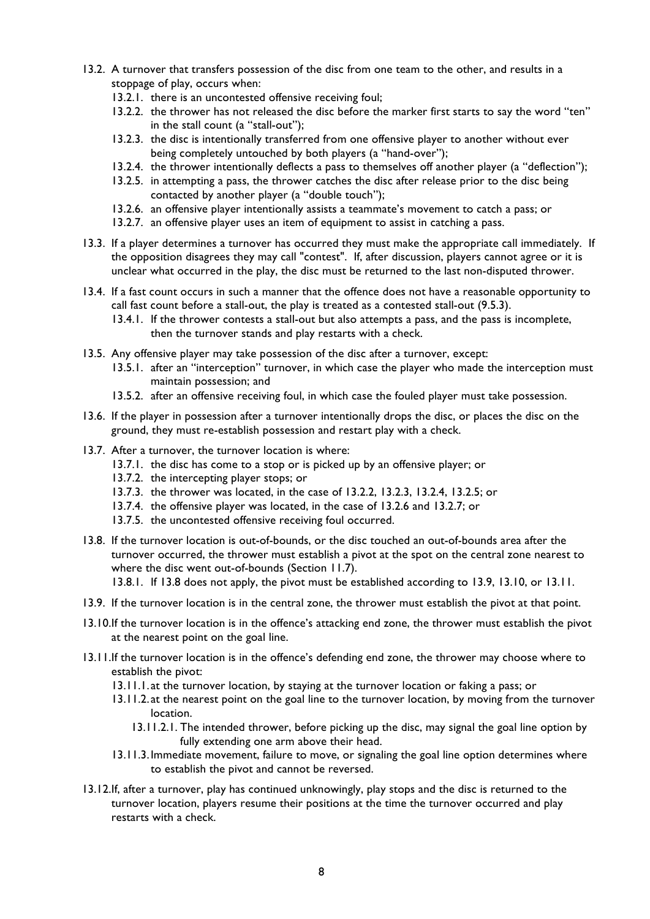- 13.2. A turnover that transfers possession of the disc from one team to the other, and results in a stoppage of play, occurs when:
  - 13.2.1. there is an uncontested offensive receiving foul;
  - 13.2.2. the thrower has not released the disc before the marker first starts to say the word "ten" in the stall count (a "stall-out");
  - 13.2.3. the disc is intentionally transferred from one offensive player to another without ever being completely untouched by both players (a "hand-over");
  - 13.2.4. the thrower intentionally deflects a pass to themselves off another player (a "deflection");
  - 13.2.5. in attempting a pass, the thrower catches the disc after release prior to the disc being contacted by another player (a "double touch");
  - 13.2.6. an offensive player intentionally assists a teammate's movement to catch a pass; or
  - 13.2.7. an offensive player uses an item of equipment to assist in catching a pass.
- 13.3. If a player determines a turnover has occurred they must make the appropriate call immediately. If the opposition disagrees they may call "contest". If, after discussion, players cannot agree or it is unclear what occurred in the play, the disc must be returned to the last non-disputed thrower.
- 13.4. If a fast count occurs in such a manner that the offence does not have a reasonable opportunity to call fast count before a stall-out, the play is treated as a contested stall-out (9.5.3).
  - 13.4.1. If the thrower contests a stall-out but also attempts a pass, and the pass is incomplete, then the turnover stands and play restarts with a check.
- 13.5. Any offensive player may take possession of the disc after a turnover, except:
  - 13.5.1. after an "interception" turnover, in which case the player who made the interception must maintain possession; and
  - 13.5.2. after an offensive receiving foul, in which case the fouled player must take possession.
- 13.6. If the player in possession after a turnover intentionally drops the disc, or places the disc on the ground, they must re-establish possession and restart play with a check.
- 13.7. After a turnover, the turnover location is where:
  - 13.7.1. the disc has come to a stop or is picked up by an offensive player; or
  - 13.7.2. the intercepting player stops; or
  - 13.7.3. the thrower was located, in the case of 13.2.2, 13.2.3, 13.2.4, 13.2.5; or
  - 13.7.4. the offensive player was located, in the case of 13.2.6 and 13.2.7; or
  - 13.7.5. the uncontested offensive receiving foul occurred.
- 13.8. If the turnover location is out-of-bounds, or the disc touched an out-of-bounds area after the turnover occurred, the thrower must establish a pivot at the spot on the central zone nearest to where the disc went out-of-bounds (Section 11.7).
  - 13.8.1. If 13.8 does not apply, the pivot must be established according to 13.9, 13.10, or 13.11.
- 13.9. If the turnover location is in the central zone, the thrower must establish the pivot at that point.
- 13.10. If the turnover location is in the offence's attacking end zone, the thrower must establish the pivot at the nearest point on the goal line.
- 13.11. If the turnover location is in the offence's defending end zone, the thrower may choose where to establish the pivot:
  - 13.11.1. at the turnover location, by staying at the turnover location or faking a pass; or
  - 13.11.2. at the nearest point on the goal line to the turnover location, by moving from the turnover location.
    - 13.11.2.1. The intended thrower, before picking up the disc, may signal the goal line option by fully extending one arm above their head.
  - 13.11.3. Immediate movement, failure to move, or signaling the goal line option determines where to establish the pivot and cannot be reversed.
- 13.12. If, after a turnover, play has continued unknowingly, play stops and the disc is returned to the turnover location, players resume their positions at the time the turnover occurred and play restarts with a check.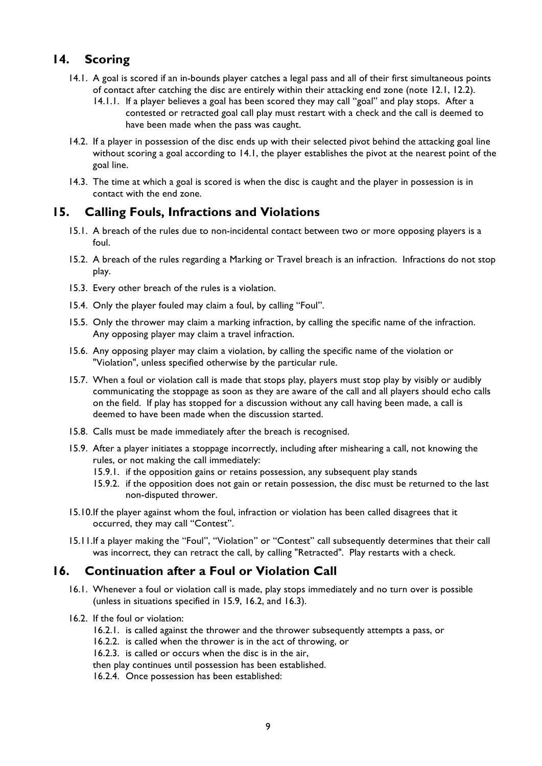## 14. Scoring

14.1. A goal is scored if an in-bounds player catches a legal pass and all of their first simultaneous points of contact after catching the disc are entirely within their attacking end zone (note 12.1, 12.2).

14.1.1. If a player believes a goal has been scored they may call "goal" and play stops. After a contested or retracted goal call play must restart with a check and the call is deemed to have been made when the pass was caught.

14.2. If a player in possession of the disc ends up with their selected pivot behind the attacking goal line without scoring a goal according to 14.1, the player establishes the pivot at the nearest point of the goal line.

14.3. The time at which a goal is scored is when the disc is caught and the player in possession is in contact with the end zone.

## 15. Calling Fouls, Infractions and Violations

15.1. A breach of the rules due to non-incidental contact between two or more opposing players is a foul.

15.2. A breach of the rules regarding a Marking or Travel breach is an infraction. Infractions do not stop play.

15.3. Every other breach of the rules is a violation.

15.4. Only the player fouled may claim a foul, by calling "Foul".

15.5. Only the thrower may claim a marking infraction, by calling the specific name of the infraction. Any opposing player may claim a travel infraction.

15.6. Any opposing player may claim a violation, by calling the specific name of the violation or "Violation", unless specified otherwise by the particular rule.

15.7. When a foul or violation call is made that stops play, players must stop play by visibly or audibly communicating the stoppage as soon as they are aware of the call and all players should echo calls on the field. If play has stopped for a discussion without any call having been made, a call is deemed to have been made when the discussion started.

15.8. Calls must be made immediately after the breach is recognised.

15.9. After a player initiates a stoppage incorrectly, including after mishearing a call, not knowing the rules, or not making the call immediately:

15.9.1. if the opposition gains or retains possession, any subsequent play stands

15.9.2. if the opposition does not gain or retain possession, the disc must be returned to the last non-disputed thrower.

15.10. If the player against whom the foul, infraction or violation has been called disagrees that it occurred, they may call "Contest".

15.11. If a player making the "Foul", "Violation" or "Contest" call subsequently determines that their call was incorrect, they can retract the call, by calling "Retracted". Play restarts with a check.

## 16. Continuation after a Foul or Violation Call

16.1. Whenever a foul or violation call is made, play stops immediately and no turn over is possible (unless in situations specified in 15.9, 16.2, and 16.3).

16.2. If the foul or violation:

16.2.1. is called against the thrower and the thrower subsequently attempts a pass, or

16.2.2. is called when the thrower is in the act of throwing, or

16.2.3. is called or occurs when the disc is in the air,

then play continues until possession has been established.

16.2.4. Once possession has been established: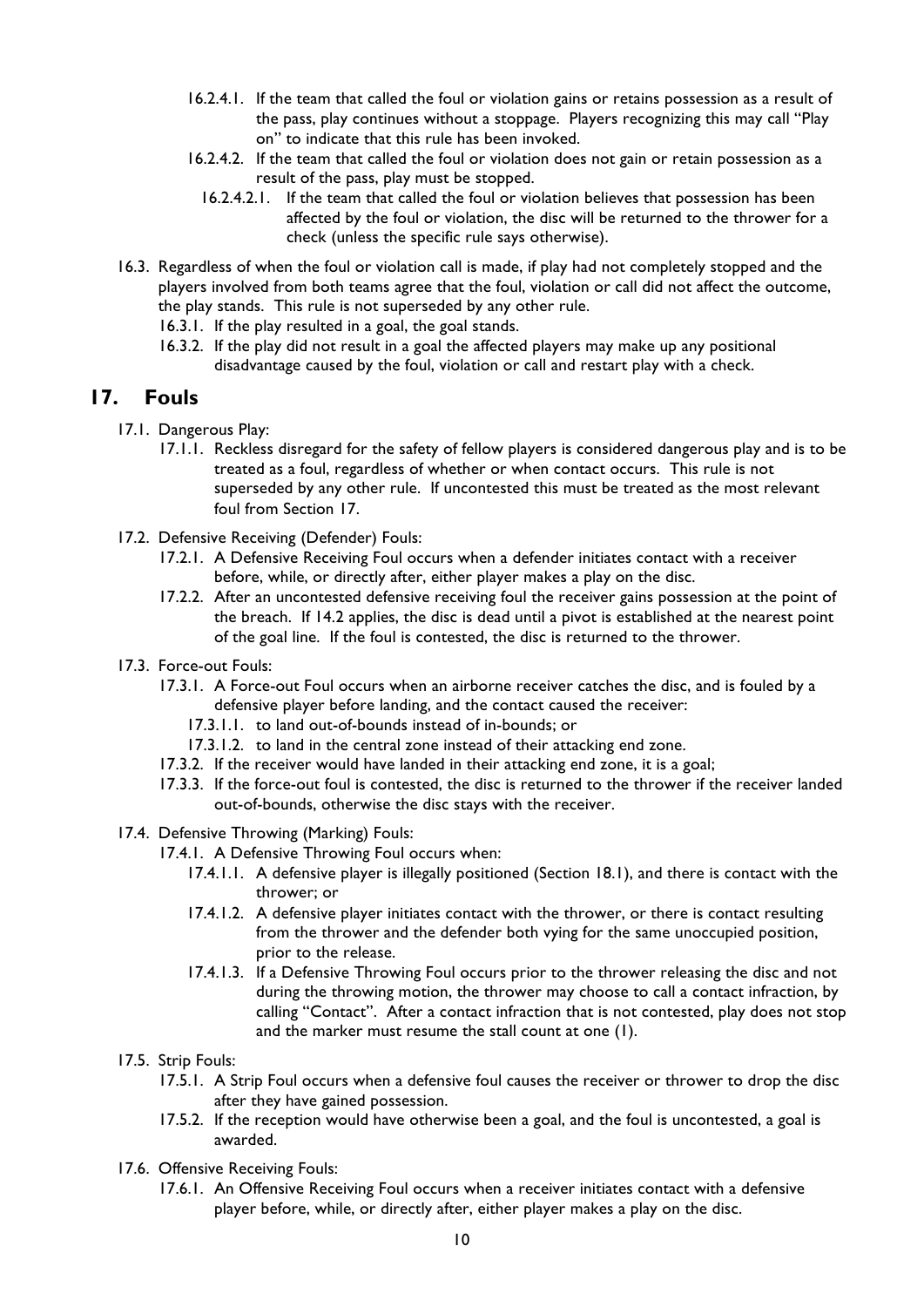16.2.4.1. If the team that called the foul or violation gains or retains possession as a result of the pass, play continues without a stoppage. Players recognizing this may call "Play on" to indicate that this rule has been invoked.

16.2.4.2. If the team that called the foul or violation does not gain or retain possession as a result of the pass, play must be stopped.

16.2.4.2.1. If the team that called the foul or violation believes that possession has been affected by the foul or violation, the disc will be returned to the thrower for a check (unless the specific rule says otherwise).

16.3. Regardless of when the foul or violation call is made, if play had not completely stopped and the players involved from both teams agree that the foul, violation or call did not affect the outcome, the play stands. This rule is not superseded by any other rule.

16.3.1. If the play resulted in a goal, the goal stands.

16.3.2. If the play did not result in a goal the affected players may make up any positional disadvantage caused by the foul, violation or call and restart play with a check.

## 17. Fouls

17.1. Dangerous Play:

17.1.1. Reckless disregard for the safety of fellow players is considered dangerous play and is to be treated as a foul, regardless of whether or when contact occurs. This rule is not superseded by any other rule. If uncontested this must be treated as the most relevant foul from Section 17.

17.2. Defensive Receiving (Defender) Fouls:

17.2.1. A Defensive Receiving Foul occurs when a defender initiates contact with a receiver before, while, or directly after, either player makes a play on the disc.

17.2.2. After an uncontested defensive receiving foul the receiver gains possession at the point of the breach. If 14.2 applies, the disc is dead until a pivot is established at the nearest point of the goal line. If the foul is contested, the disc is returned to the thrower.

17.3. Force-out Fouls:

17.3.1. A Force-out Foul occurs when an airborne receiver catches the disc, and is fouled by a defensive player before landing, and the contact caused the receiver:

17.3.1.1. to land out-of-bounds instead of in-bounds; or

17.3.1.2. to land in the central zone instead of their attacking end zone.

17.3.2. If the receiver would have landed in their attacking end zone, it is a goal;

17.3.3. If the force-out foul is contested, the disc is returned to the thrower if the receiver landed out-of-bounds, otherwise the disc stays with the receiver.

17.4. Defensive Throwing (Marking) Fouls:

17.4.1. A Defensive Throwing Foul occurs when:

17.4.1.1. A defensive player is illegally positioned (Section 18.1), and there is contact with the thrower; or

17.4.1.2. A defensive player initiates contact with the thrower, or there is contact resulting from the thrower and the defender both vying for the same unoccupied position, prior to the release.

17.4.1.3. If a Defensive Throwing Foul occurs prior to the thrower releasing the disc and not during the throwing motion, the thrower may choose to call a contact infraction, by calling "Contact". After a contact infraction that is not contested, play does not stop and the marker must resume the stall count at one (1).

17.5. Strip Fouls:

17.5.1. A Strip Foul occurs when a defensive foul causes the receiver or thrower to drop the disc after they have gained possession.

17.5.2. If the reception would have otherwise been a goal, and the foul is uncontested, a goal is awarded.

17.6. Offensive Receiving Fouls:

17.6.1. An Offensive Receiving Foul occurs when a receiver initiates contact with a defensive player before, while, or directly after, either player makes a play on the disc.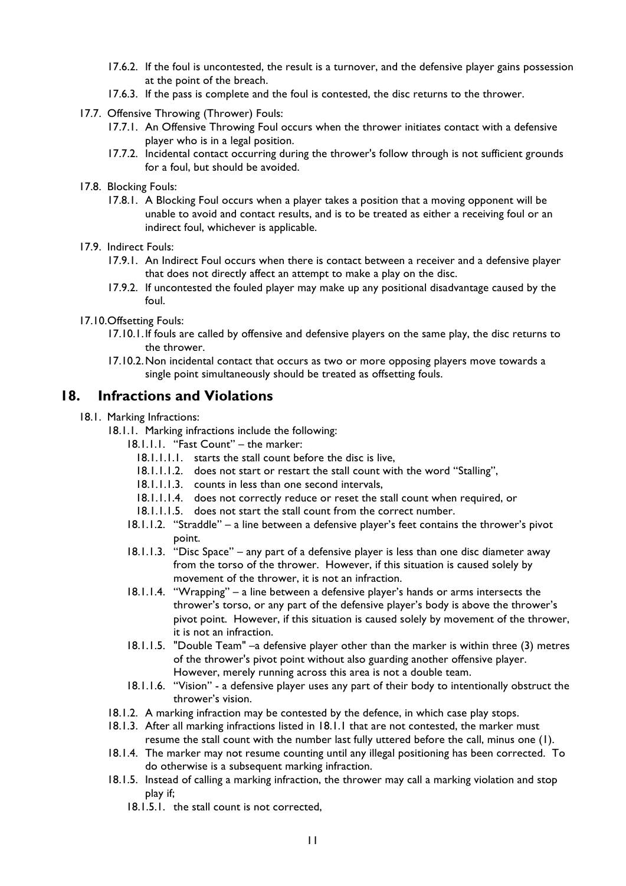- 17.6.2. If the foul is uncontested, the result is a turnover, and the defensive player gains possession at the point of the breach.
- 17.6.3. If the pass is complete and the foul is contested, the disc returns to the thrower.

17.7. Offensive Throwing (Thrower) Fouls:

- 17.7.1. An Offensive Throwing Foul occurs when the thrower initiates contact with a defensive player who is in a legal position.
- 17.7.2. Incidental contact occurring during the thrower's follow through is not sufficient grounds for a foul, but should be avoided.

17.8. Blocking Fouls:

- 17.8.1. A Blocking Foul occurs when a player takes a position that a moving opponent will be unable to avoid and contact results, and is to be treated as either a receiving foul or an indirect foul, whichever is applicable.

17.9. Indirect Fouls:

- 17.9.1. An Indirect Foul occurs when there is contact between a receiver and a defensive player that does not directly affect an attempt to make a play on the disc.
- 17.9.2. If uncontested the fouled player may make up any positional disadvantage caused by the foul.

17.10. Offsetting Fouls:

- 17.10.1. If fouls are called by offensive and defensive players on the same play, the disc returns to the thrower.
- 17.10.2. Non incidental contact that occurs as two or more opposing players move towards a single point simultaneously should be treated as offsetting fouls.

## 18. Infractions and Violations

18.1. Marking Infractions:

- 18.1.1. Marking infractions include the following:
  - 18.1.1.1. "Fast Count" – the marker:
    - 18.1.1.1.1. starts the stall count before the disc is live,
    - 18.1.1.1.2. does not start or restart the stall count with the word "Stalling",
    - 18.1.1.1.3. counts in less than one second intervals,
    - 18.1.1.1.4. does not correctly reduce or reset the stall count when required, or
    - 18.1.1.1.5. does not start the stall count from the correct number.
  - 18.1.1.2. "Straddle" – a line between a defensive player's feet contains the thrower's pivot point.
  - 18.1.1.3. "Disc Space" – any part of a defensive player is less than one disc diameter away from the torso of the thrower. However, if this situation is caused solely by movement of the thrower, it is not an infraction.
  - 18.1.1.4. "Wrapping" – a line between a defensive player's hands or arms intersects the thrower's torso, or any part of the defensive player's body is above the thrower's pivot point. However, if this situation is caused solely by movement of the thrower, it is not an infraction.
  - 18.1.1.5. "Double Team" –a defensive player other than the marker is within three (3) metres of the thrower's pivot point without also guarding another offensive player. However, merely running across this area is not a double team.
  - 18.1.1.6. "Vision" - a defensive player uses any part of their body to intentionally obstruct the thrower's vision.
- 18.1.2. A marking infraction may be contested by the defence, in which case play stops.
- 18.1.3. After all marking infractions listed in 18.1.1 that are not contested, the marker must resume the stall count with the number last fully uttered before the call, minus one (1).
- 18.1.4. The marker may not resume counting until any illegal positioning has been corrected. To do otherwise is a subsequent marking infraction.
- 18.1.5. Instead of calling a marking infraction, the thrower may call a marking violation and stop play if;
  - 18.1.5.1. the stall count is not corrected,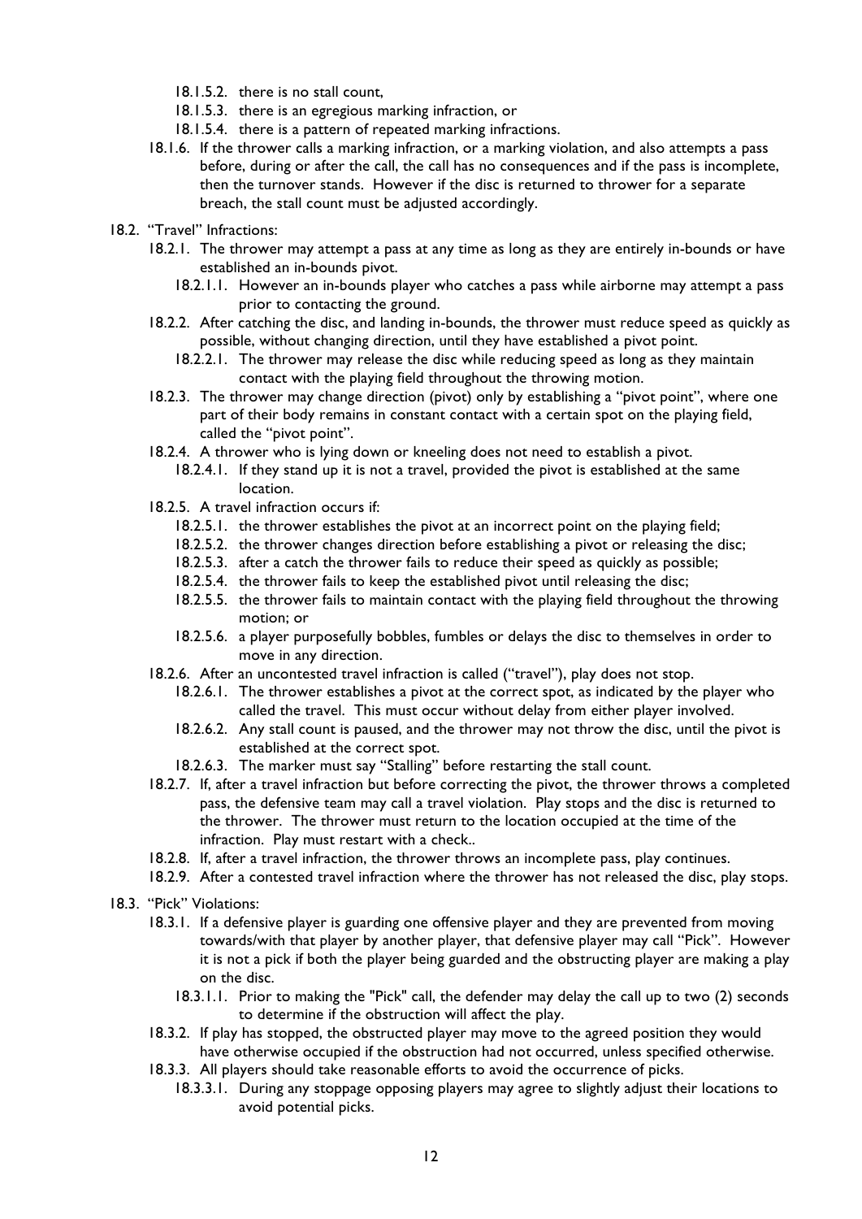- 18.1.5.2. there is no stall count,
- 18.1.5.3. there is an egregious marking infraction, or
- 18.1.5.4. there is a pattern of repeated marking infractions.

18.1.6. If the thrower calls a marking infraction, or a marking violation, and also attempts a pass before, during or after the call, the call has no consequences and if the pass is incomplete, then the turnover stands. However if the disc is returned to thrower for a separate breach, the stall count must be adjusted accordingly.

18.2. "Travel" Infractions:

18.2.1. The thrower may attempt a pass at any time as long as they are entirely in-bounds or have established an in-bounds pivot.

- 18.2.1.1. However an in-bounds player who catches a pass while airborne may attempt a pass prior to contacting the ground.

18.2.2. After catching the disc, and landing in-bounds, the thrower must reduce speed as quickly as possible, without changing direction, until they have established a pivot point.

- 18.2.2.1. The thrower may release the disc while reducing speed as long as they maintain contact with the playing field throughout the throwing motion.

18.2.3. The thrower may change direction (pivot) only by establishing a "pivot point", where one part of their body remains in constant contact with a certain spot on the playing field, called the "pivot point".

18.2.4. A thrower who is lying down or kneeling does not need to establish a pivot.

- 18.2.4.1. If they stand up it is not a travel, provided the pivot is established at the same location.

18.2.5. A travel infraction occurs if:

- 18.2.5.1. the thrower establishes the pivot at an incorrect point on the playing field;
- 18.2.5.2. the thrower changes direction before establishing a pivot or releasing the disc;
- 18.2.5.3. after a catch the thrower fails to reduce their speed as quickly as possible;
- 18.2.5.4. the thrower fails to keep the established pivot until releasing the disc;
- 18.2.5.5. the thrower fails to maintain contact with the playing field throughout the throwing motion; or
- 18.2.5.6. a player purposefully bobbles, fumbles or delays the disc to themselves in order to move in any direction.

18.2.6. After an uncontested travel infraction is called ("travel"), play does not stop.

- 18.2.6.1. The thrower establishes a pivot at the correct spot, as indicated by the player who called the travel. This must occur without delay from either player involved.
- 18.2.6.2. Any stall count is paused, and the thrower may not throw the disc, until the pivot is established at the correct spot.
- 18.2.6.3. The marker must say "Stalling" before restarting the stall count.

18.2.7. If, after a travel infraction but before correcting the pivot, the thrower throws a completed pass, the defensive team may call a travel violation. Play stops and the disc is returned to the thrower. The thrower must return to the location occupied at the time of the infraction. Play must restart with a check..

18.2.8. If, after a travel infraction, the thrower throws an incomplete pass, play continues.

18.2.9. After a contested travel infraction where the thrower has not released the disc, play stops.

18.3. "Pick" Violations:

18.3.1. If a defensive player is guarding one offensive player and they are prevented from moving towards/with that player by another player, that defensive player may call "Pick". However it is not a pick if both the player being guarded and the obstructing player are making a play on the disc.

- 18.3.1.1. Prior to making the "Pick" call, the defender may delay the call up to two (2) seconds to determine if the obstruction will affect the play.

18.3.2. If play has stopped, the obstructed player may move to the agreed position they would have otherwise occupied if the obstruction had not occurred, unless specified otherwise.

18.3.3. All players should take reasonable efforts to avoid the occurrence of picks.

- 18.3.3.1. During any stoppage opposing players may agree to slightly adjust their locations to avoid potential picks.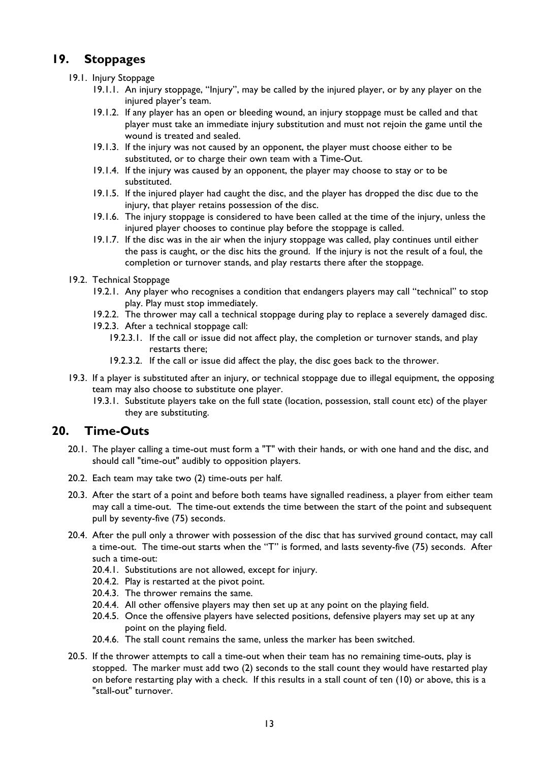## 19. Stoppages

- 19.1. Injury Stoppage
  - 19.1.1. An injury stoppage, "Injury", may be called by the injured player, or by any player on the injured player's team.
  - 19.1.2. If any player has an open or bleeding wound, an injury stoppage must be called and that player must take an immediate injury substitution and must not rejoin the game until the wound is treated and sealed.
  - 19.1.3. If the injury was not caused by an opponent, the player must choose either to be substituted, or to charge their own team with a Time-Out.
  - 19.1.4. If the injury was caused by an opponent, the player may choose to stay or to be substituted.
  - 19.1.5. If the injured player had caught the disc, and the player has dropped the disc due to the injury, that player retains possession of the disc.
  - 19.1.6. The injury stoppage is considered to have been called at the time of the injury, unless the injured player chooses to continue play before the stoppage is called.
  - 19.1.7. If the disc was in the air when the injury stoppage was called, play continues until either the pass is caught, or the disc hits the ground. If the injury is not the result of a foul, the completion or turnover stands, and play restarts there after the stoppage.
- 19.2. Technical Stoppage
  - 19.2.1. Any player who recognises a condition that endangers players may call "technical" to stop play. Play must stop immediately.
  - 19.2.2. The thrower may call a technical stoppage during play to replace a severely damaged disc.
  - 19.2.3. After a technical stoppage call:
    - 19.2.3.1. If the call or issue did not affect play, the completion or turnover stands, and play restarts there;
    - 19.2.3.2. If the call or issue did affect the play, the disc goes back to the thrower.
- 19.3. If a player is substituted after an injury, or technical stoppage due to illegal equipment, the opposing team may also choose to substitute one player.
  - 19.3.1. Substitute players take on the full state (location, possession, stall count etc) of the player they are substituting.

## 20. Time-Outs

- 20.1. The player calling a time-out must form a "T" with their hands, or with one hand and the disc, and should call "time-out" audibly to opposition players.
- 20.2. Each team may take two (2) time-outs per half.
- 20.3. After the start of a point and before both teams have signalled readiness, a player from either team may call a time-out. The time-out extends the time between the start of the point and subsequent pull by seventy-five (75) seconds.
- 20.4. After the pull only a thrower with possession of the disc that has survived ground contact, may call a time-out. The time-out starts when the "T" is formed, and lasts seventy-five (75) seconds. After such a time-out:
  - 20.4.1. Substitutions are not allowed, except for injury.
  - 20.4.2. Play is restarted at the pivot point.
  - 20.4.3. The thrower remains the same.
  - 20.4.4. All other offensive players may then set up at any point on the playing field.
  - 20.4.5. Once the offensive players have selected positions, defensive players may set up at any point on the playing field.
  - 20.4.6. The stall count remains the same, unless the marker has been switched.
- 20.5. If the thrower attempts to call a time-out when their team has no remaining time-outs, play is stopped. The marker must add two (2) seconds to the stall count they would have restarted play on before restarting play with a check. If this results in a stall count of ten (10) or above, this is a "stall-out" turnover.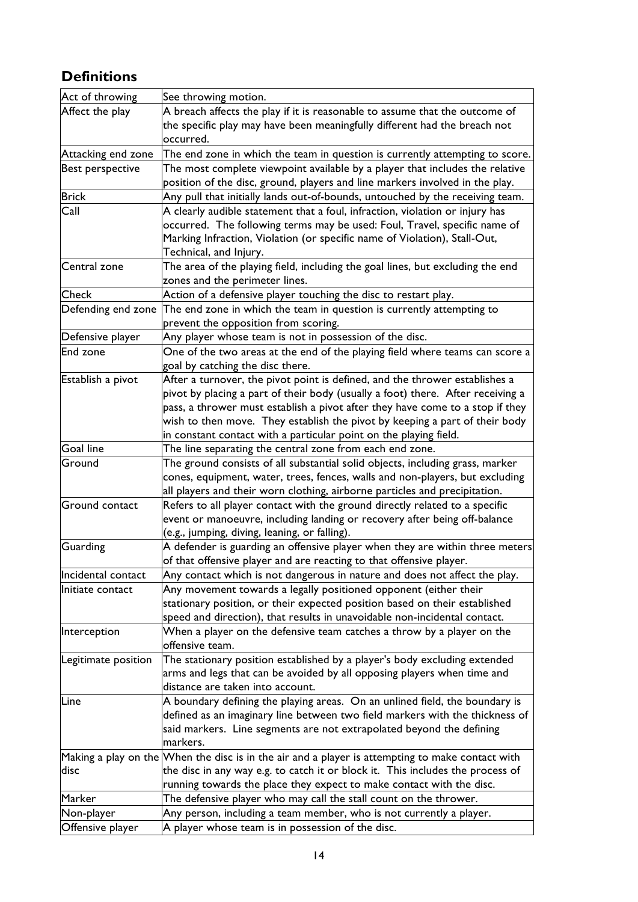## Definitions

| | |
|---|---|
| Act of throwing | See throwing motion. |
| Affect the play | A breach affects the play if it is reasonable to assume that the outcome of the specific play may have been meaningfully different had the breach not occurred. |
| Attacking end zone | The end zone in which the team in question is currently attempting to score. |
| Best perspective | The most complete viewpoint available by a player that includes the relative position of the disc, ground, players and line markers involved in the play. |
| Brick | Any pull that initially lands out-of-bounds, untouched by the receiving team. |
| Call | A clearly audible statement that a foul, infraction, violation or injury has occurred. The following terms may be used: Foul, Travel, specific name of Marking Infraction, Violation (or specific name of Violation), Stall-Out, Technical, and Injury. |
| Central zone | The area of the playing field, including the goal lines, but excluding the end zones and the perimeter lines. |
| Check | Action of a defensive player touching the disc to restart play. |
| Defending end zone | The end zone in which the team in question is currently attempting to prevent the opposition from scoring. |
| Defensive player | Any player whose team is not in possession of the disc. |
| End zone | One of the two areas at the end of the playing field where teams can score a goal by catching the disc there. |
| Establish a pivot | After a turnover, the pivot point is defined, and the thrower establishes a pivot by placing a part of their body (usually a foot) there. After receiving a pass, a thrower must establish a pivot after they have come to a stop if they wish to then move. They establish the pivot by keeping a part of their body in constant contact with a particular point on the playing field. |
| Goal line | The line separating the central zone from each end zone. |
| Ground | The ground consists of all substantial solid objects, including grass, marker cones, equipment, water, trees, fences, walls and non-players, but excluding all players and their worn clothing, airborne particles and precipitation. |
| Ground contact | Refers to all player contact with the ground directly related to a specific event or manoeuvre, including landing or recovery after being off-balance (e.g., jumping, diving, leaning, or falling). |
| Guarding | A defender is guarding an offensive player when they are within three meters of that offensive player and are reacting to that offensive player. |
| Incidental contact | Any contact which is not dangerous in nature and does not affect the play. |
| Initiate contact | Any movement towards a legally positioned opponent (either their stationary position, or their expected position based on their established speed and direction), that results in unavoidable non-incidental contact. |
| Interception | When a player on the defensive team catches a throw by a player on the offensive team. |
| Legitimate position | The stationary position established by a player's body excluding extended arms and legs that can be avoided by all opposing players when time and distance are taken into account. |
| Line | A boundary defining the playing areas. On an unlined field, the boundary is defined as an imaginary line between two field markers with the thickness of said markers. Line segments are not extrapolated beyond the defining markers. |
| Making a play on the disc | When the disc is in the air and a player is attempting to make contact with the disc in any way e.g. to catch it or block it. This includes the process of running towards the place they expect to make contact with the disc. |
| Marker | The defensive player who may call the stall count on the thrower. |
| Non-player | Any person, including a team member, who is not currently a player. |
| Offensive player | A player whose team is in possession of the disc. |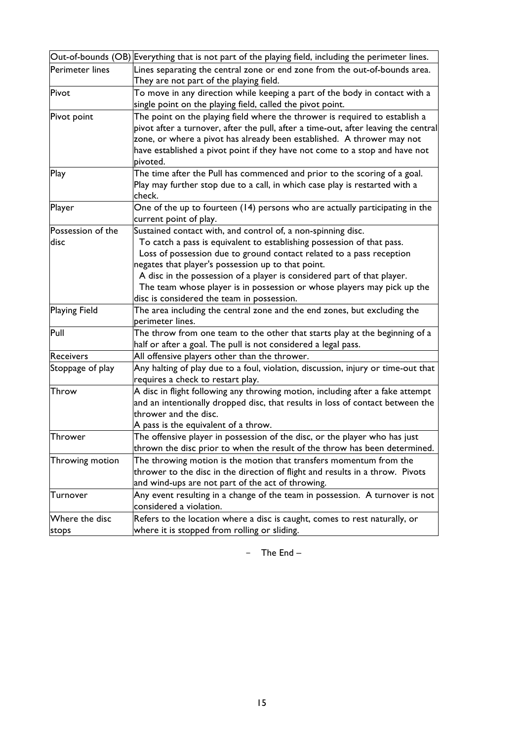| | |
|---|---|
| Out-of-bounds (OB) | Everything that is not part of the playing field, including the perimeter lines. |
| Perimeter lines | Lines separating the central zone or end zone from the out-of-bounds area. They are not part of the playing field. |
| Pivot | To move in any direction while keeping a part of the body in contact with a single point on the playing field, called the pivot point. |
| Pivot point | The point on the playing field where the thrower is required to establish a pivot after a turnover, after the pull, after a time-out, after leaving the central zone, or where a pivot has already been established. A thrower may not have established a pivot point if they have not come to a stop and have not pivoted. |
| Play | The time after the Pull has commenced and prior to the scoring of a goal. Play may further stop due to a call, in which case play is restarted with a check. |
| Player | One of the up to fourteen (14) persons who are actually participating in the current point of play. |
| Possession of the disc | Sustained contact with, and control of, a non-spinning disc.<br>To catch a pass is equivalent to establishing possession of that pass.<br>Loss of possession due to ground contact related to a pass reception negates that player's possession up to that point.<br>A disc in the possession of a player is considered part of that player.<br>The team whose player is in possession or whose players may pick up the disc is considered the team in possession. |
| Playing Field | The area including the central zone and the end zones, but excluding the perimeter lines. |
| Pull | The throw from one team to the other that starts play at the beginning of a half or after a goal. The pull is not considered a legal pass. |
| Receivers | All offensive players other than the thrower. |
| Stoppage of play | Any halting of play due to a foul, violation, discussion, injury or time-out that requires a check to restart play. |
| Throw | A disc in flight following any throwing motion, including after a fake attempt and an intentionally dropped disc, that results in loss of contact between the thrower and the disc.<br>A pass is the equivalent of a throw. |
| Thrower | The offensive player in possession of the disc, or the player who has just thrown the disc prior to when the result of the throw has been determined. |
| Throwing motion | The throwing motion is the motion that transfers momentum from the thrower to the disc in the direction of flight and results in a throw. Pivots and wind-ups are not part of the act of throwing. |
| Turnover | Any event resulting in a change of the team in possession. A turnover is not considered a violation. |
| Where the disc stops | Refers to the location where a disc is caught, comes to rest naturally, or where it is stopped from rolling or sliding. |

– The End –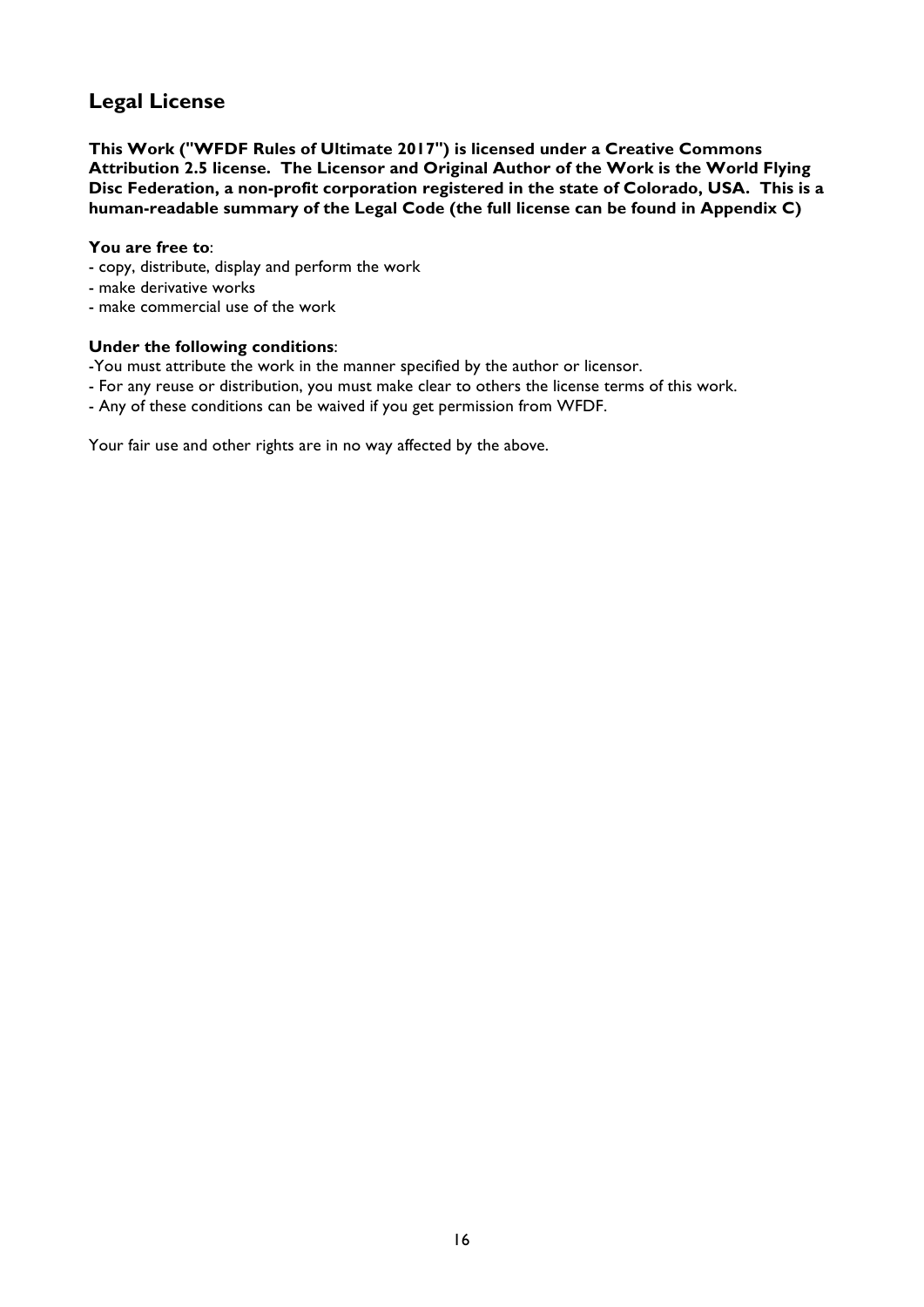## Legal License

**This Work ("WFDF Rules of Ultimate 2017") is licensed under a Creative Commons Attribution 2.5 license. The Licensor and Original Author of the Work is the World Flying Disc Federation, a non-profit corporation registered in the state of Colorado, USA. This is a human-readable summary of the Legal Code (the full license can be found in Appendix C)**

**You are free to**:

- copy, distribute, display and perform the work
- make derivative works
- make commercial use of the work

**Under the following conditions**:

-You must attribute the work in the manner specified by the author or licensor.
- For any reuse or distribution, you must make clear to others the license terms of this work.
- Any of these conditions can be waived if you get permission from WFDF.

Your fair use and other rights are in no way affected by the above.